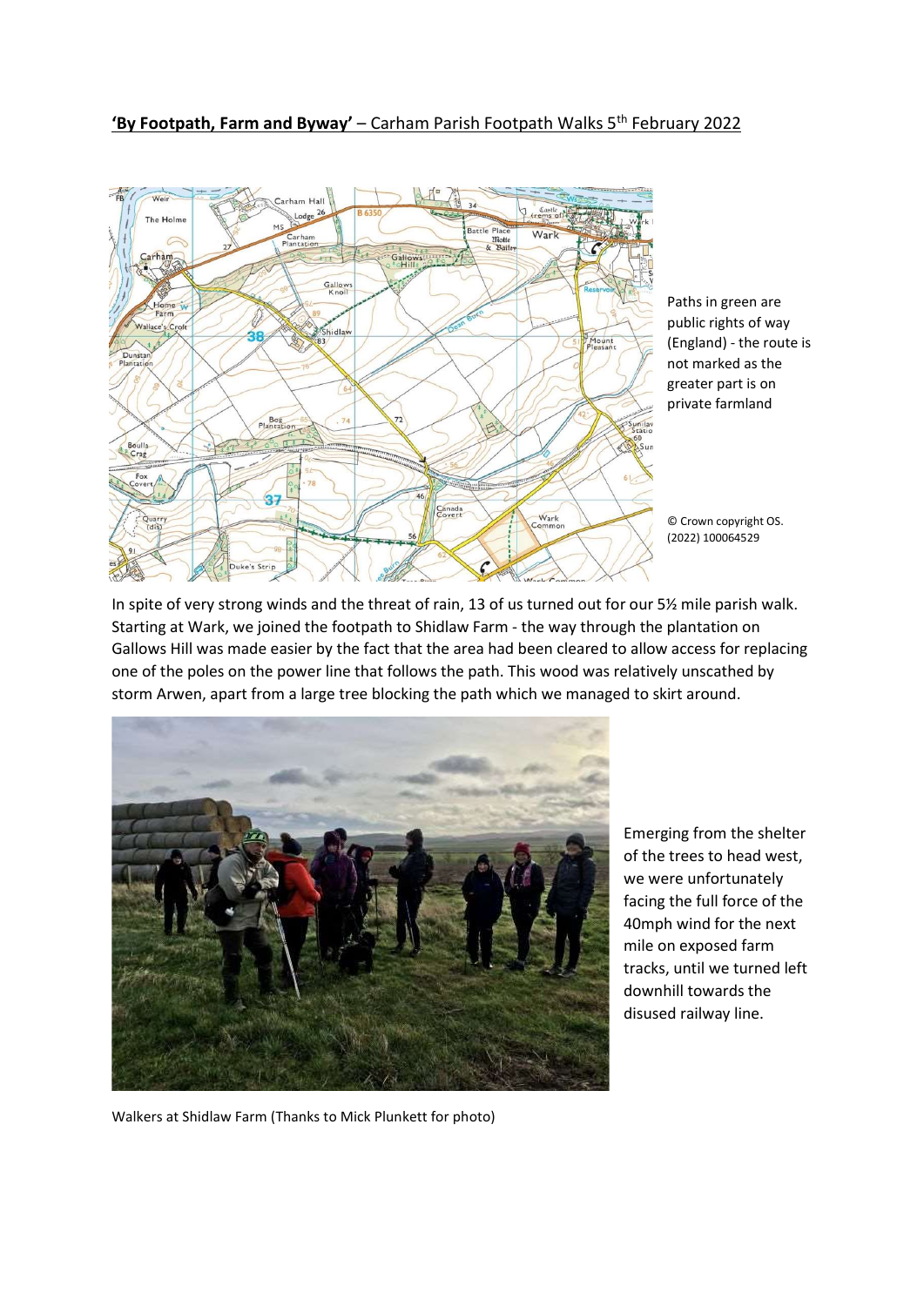**'By Footpath, Farm and Byway'** – Carham Parish Footpath Walks 5th February 2022

Paths in green are public rights of way (England) - the route is not marked as the greater part is on private farmland

© Crown copyright OS. (2022) 100064529

In spite of very strong winds and the threat of rain, 13 of us turned out for our 5½ mile parish walk. Starting at Wark, we joined the footpath to Shidlaw Farm - the way through the plantation on Gallows Hill was made easier by the fact that the area had been cleared to allow access for replacing one of the poles on the power line that follows the path. This wood was relatively unscathed by storm Arwen, apart from a large tree blocking the path which we managed to skirt around.

Emerging from the shelter of the trees to head west, we were unfortunately facing the full force of the 40mph wind for the next mile on exposed farm tracks, until we turned left downhill towards the disused railway line.

Walkers at Shidlaw Farm (Thanks to Mick Plunkett for photo)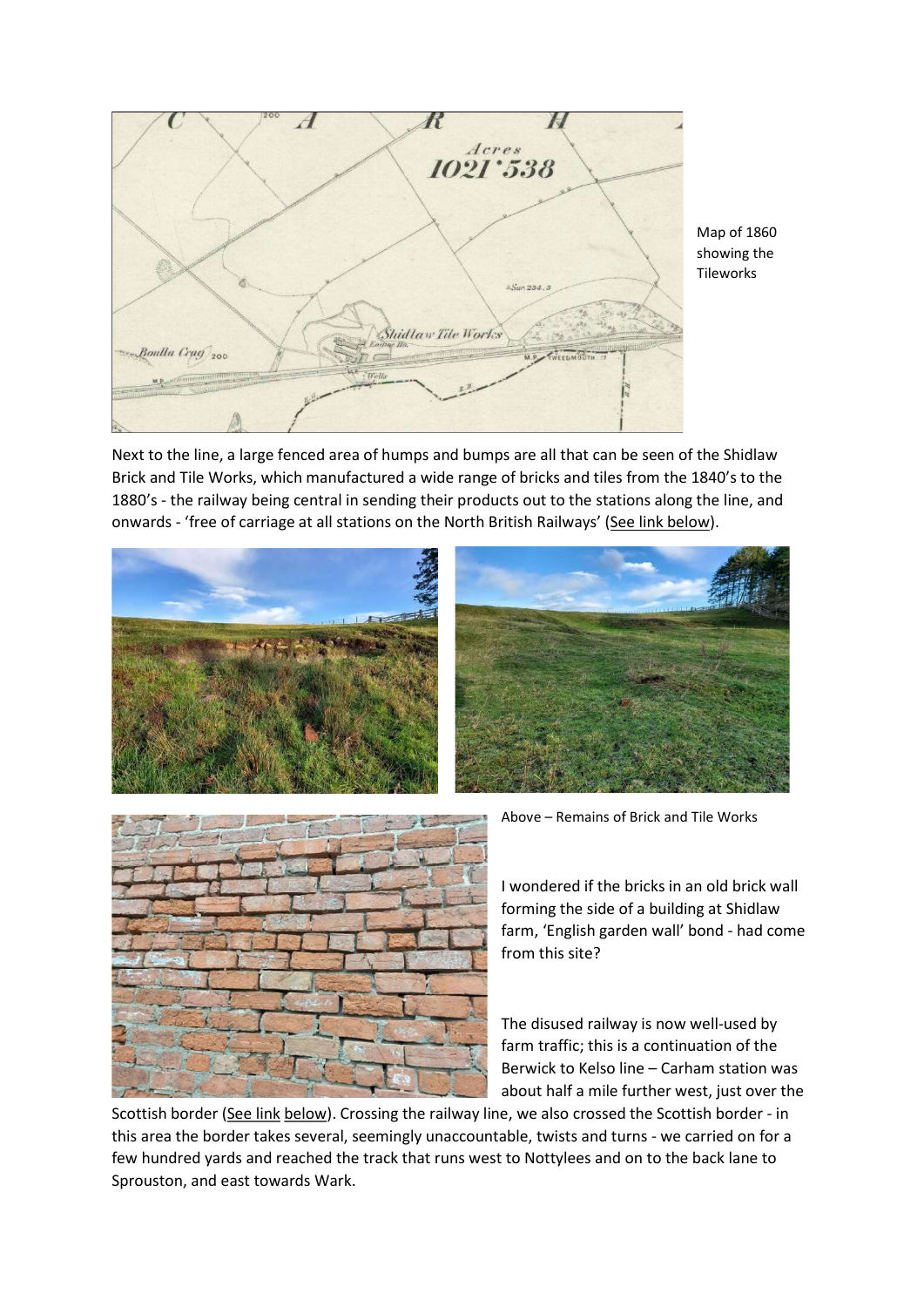Map of 1860 showing the Tileworks

Next to the line, a large fenced area of humps and bumps are all that can be seen of the Shidlaw Brick and Tile Works, which manufactured a wide range of bricks and tiles from the 1840's to the 1880's - the railway being central in sending their products out to the stations along the line, and onwards - 'free of carriage at all stations on the North British Railways' (See link below).

Above – Remains of Brick and Tile Works

I wondered if the bricks in an old brick wall forming the side of a building at Shidlaw farm, 'English garden wall' bond - had come from this site?

The disused railway is now well-used by farm traffic; this is a continuation of the Berwick to Kelso line – Carham station was about half a mile further west, just over the Scottish border (See link below). Crossing the railway line, we also crossed the Scottish border - in this area the border takes several, seemingly unaccountable, twists and turns - we carried on for a few hundred yards and reached the track that runs west to Nottylees and on to the back lane to Sprouston, and east towards Wark.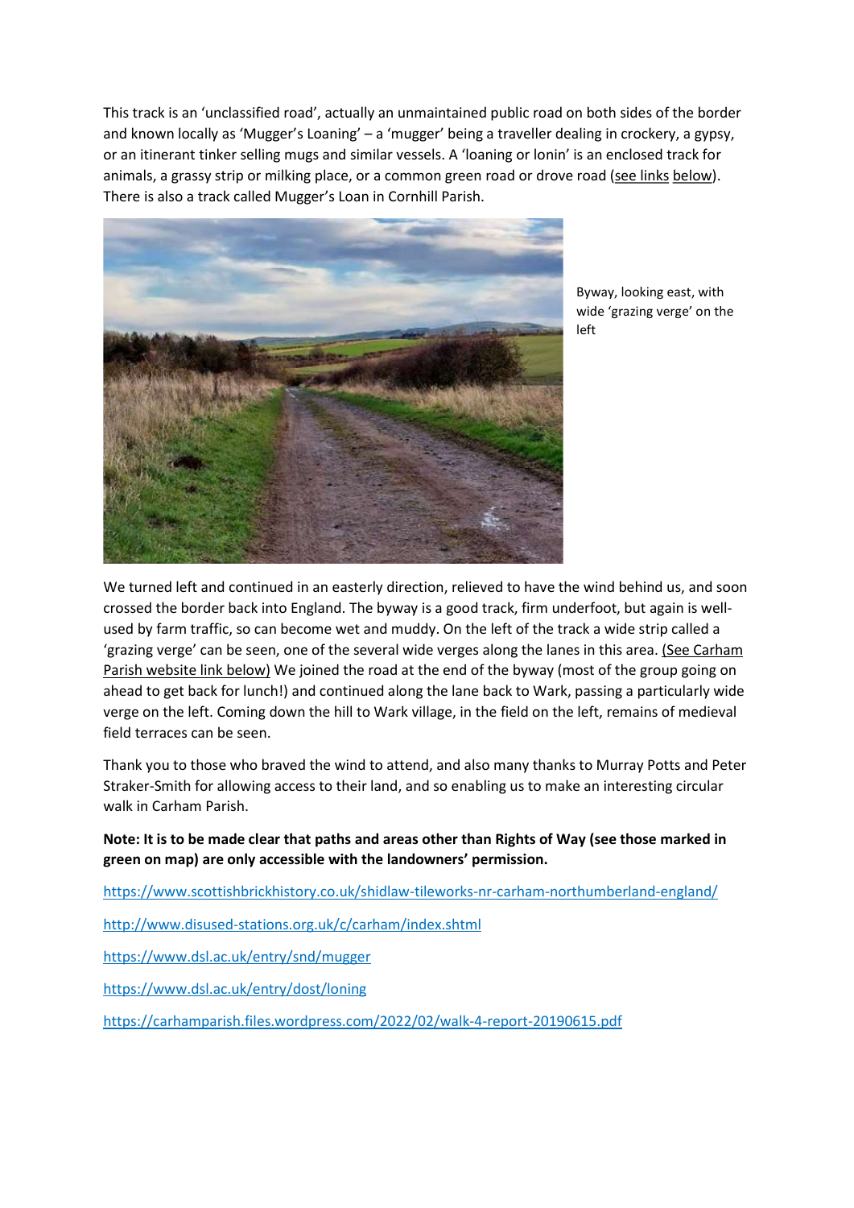This track is an 'unclassified road', actually an unmaintained public road on both sides of the border and known locally as 'Mugger's Loaning' – a 'mugger' being a traveller dealing in crockery, a gypsy, or an itinerant tinker selling mugs and similar vessels. A 'loaning or lonin' is an enclosed track for animals, a grassy strip or milking place, or a common green road or drove road (see links below). There is also a track called Mugger's Loan in Cornhill Parish.

Byway, looking east, with wide 'grazing verge' on the left

We turned left and continued in an easterly direction, relieved to have the wind behind us, and soon crossed the border back into England. The byway is a good track, firm underfoot, but again is well-used by farm traffic, so can become wet and muddy. On the left of the track a wide strip called a 'grazing verge' can be seen, one of the several wide verges along the lanes in this area. (See Carham Parish website link below) We joined the road at the end of the byway (most of the group going on ahead to get back for lunch!) and continued along the lane back to Wark, passing a particularly wide verge on the left. Coming down the hill to Wark village, in the field on the left, remains of medieval field terraces can be seen.

Thank you to those who braved the wind to attend, and also many thanks to Murray Potts and Peter Straker-Smith for allowing access to their land, and so enabling us to make an interesting circular walk in Carham Parish.

**Note: It is to be made clear that paths and areas other than Rights of Way (see those marked in green on map) are only accessible with the landowners' permission.**

https://www.scottishbrickhistory.co.uk/shidlaw-tileworks-nr-carham-northumberland-england/

http://www.disused-stations.org.uk/c/carham/index.shtml

https://www.dsl.ac.uk/entry/snd/mugger

https://www.dsl.ac.uk/entry/dost/loning

https://carhamparish.files.wordpress.com/2022/02/walk-4-report-20190615.pdf